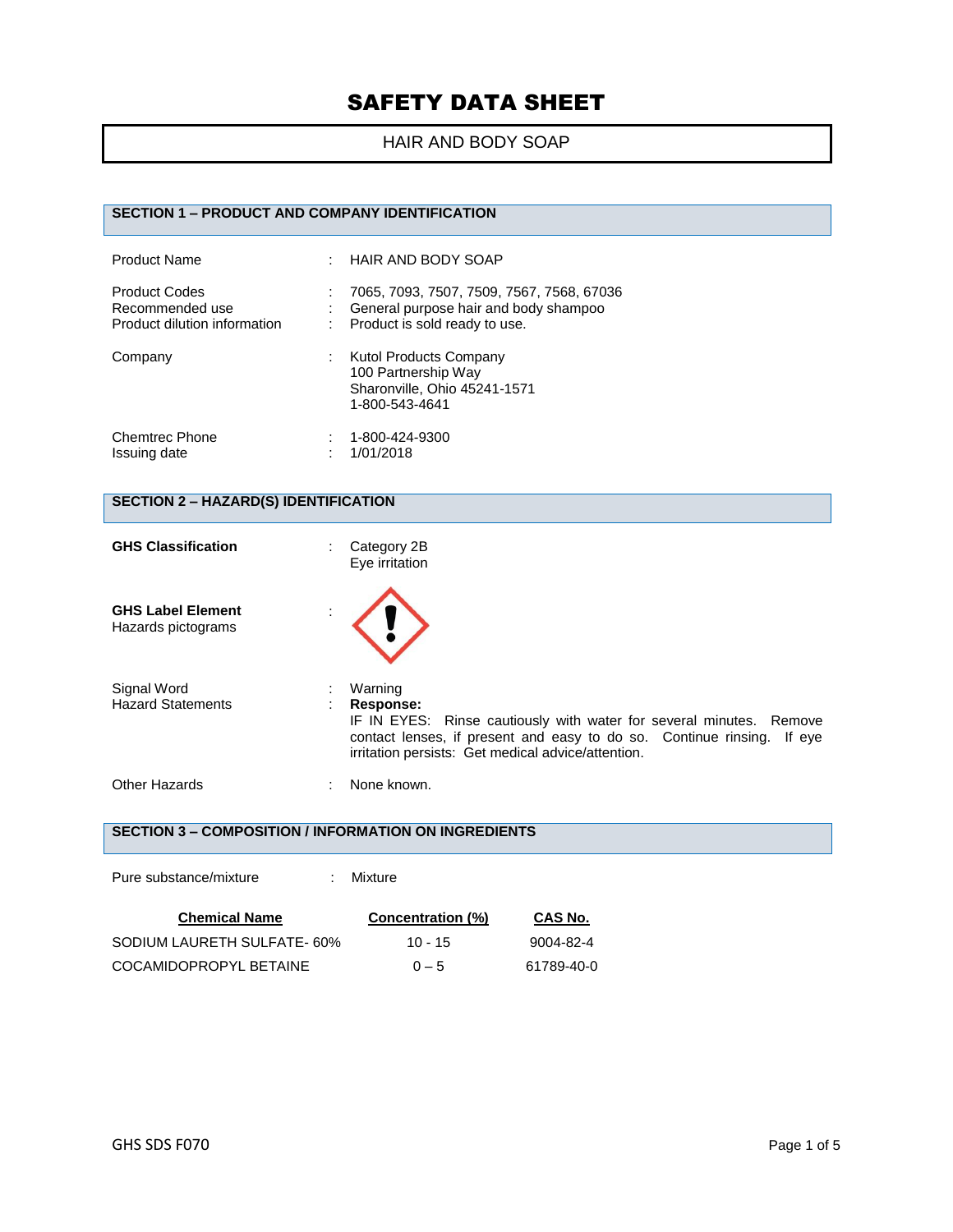# SAFETY DATA SHEET

## HAIR AND BODY SOAP

### SECTION 1 – PRODUCT AND COMPANY IDENTIFICATION

| | | |
|---|---|---|
| Product Name | : | HAIR AND BODY SOAP |
| Product Codes | : | 7065, 7093, 7507, 7509, 7567, 7568, 67036 |
| Recommended use | : | General purpose hair and body shampoo |
| Product dilution information | : | Product is sold ready to use. |
| Company | : | Kutol Products Company<br>100 Partnership Way<br>Sharonville, Ohio 45241-1571<br>1-800-543-4641 |
| Chemtrec Phone | : | 1-800-424-9300 |
| Issuing date | : | 1/01/2018 |

### SECTION 2 – HAZARD(S) IDENTIFICATION

| | | |
|---|---|---|
| **GHS Classification** | : | Category 2B<br>Eye irritation |
| **GHS Label Element**<br>Hazards pictograms | : | |
| Signal Word | : | Warning |
| Hazard Statements | : | **Response:**<br>IF IN EYES: Rinse cautiously with water for several minutes. Remove contact lenses, if present and easy to do so. Continue rinsing. If eye irritation persists: Get medical advice/attention. |
| Other Hazards | : | None known. |

### SECTION 3 – COMPOSITION / INFORMATION ON INGREDIENTS

Pure substance/mixture : Mixture

| Chemical Name | Concentration (%) | CAS No. |
|---|---|---|
| SODIUM LAURETH SULFATE- 60% | 10 - 15 | 9004-82-4 |
| COCAMIDOPROPYL BETAINE | 0 – 5 | 61789-40-0 |

GHS SDS F070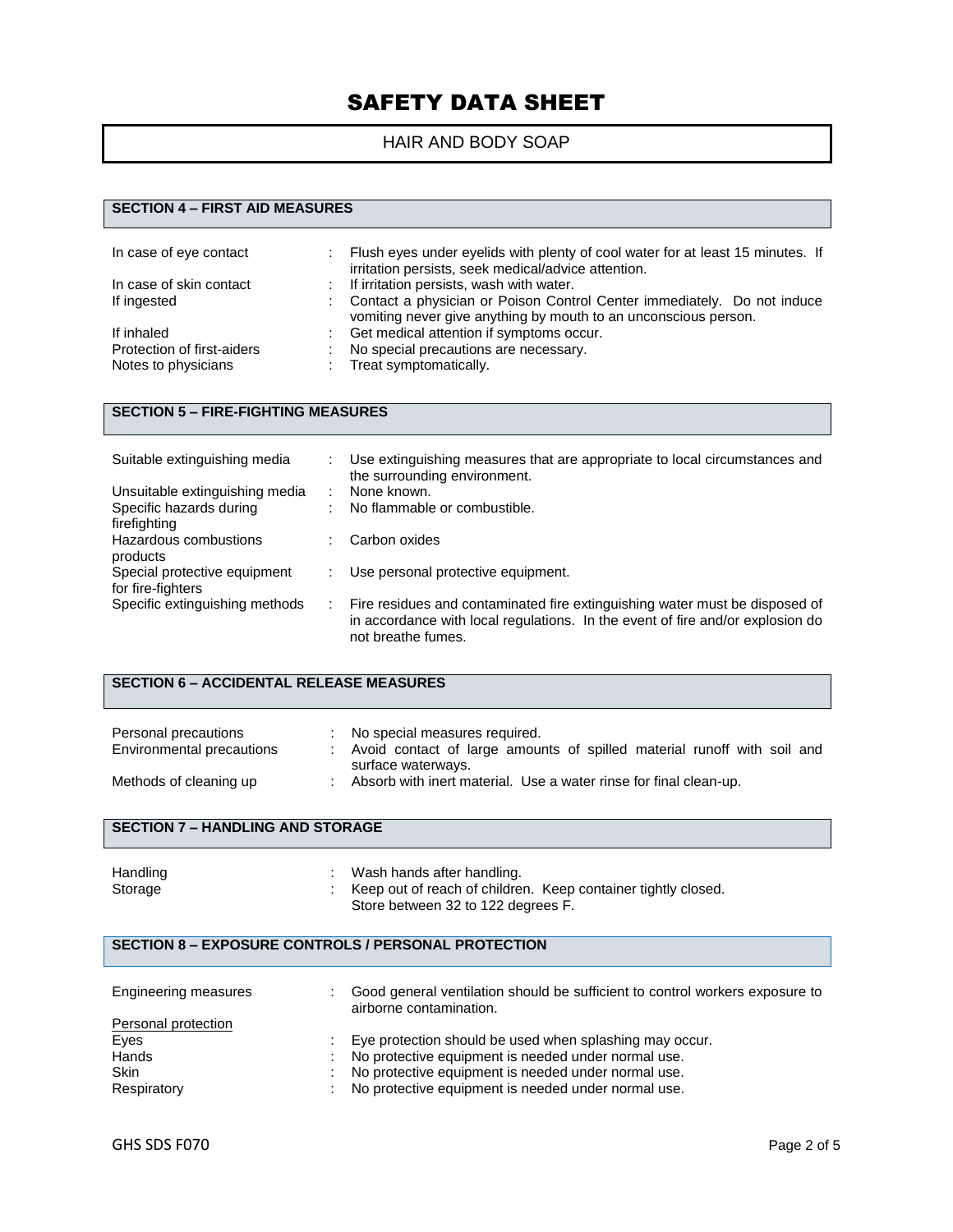# SAFETY DATA SHEET

HAIR AND BODY SOAP

## SECTION 4 – FIRST AID MEASURES

| | | |
|---|---|---|
| In case of eye contact | : | Flush eyes under eyelids with plenty of cool water for at least 15 minutes. If irritation persists, seek medical/advice attention. |
| In case of skin contact | : | If irritation persists, wash with water. |
| If ingested | : | Contact a physician or Poison Control Center immediately. Do not induce vomiting never give anything by mouth to an unconscious person. |
| If inhaled | : | Get medical attention if symptoms occur. |
| Protection of first-aiders | : | No special precautions are necessary. |
| Notes to physicians | : | Treat symptomatically. |

## SECTION 5 – FIRE-FIGHTING MEASURES

| | | |
|---|---|---|
| Suitable extinguishing media | : | Use extinguishing measures that are appropriate to local circumstances and the surrounding environment. |
| Unsuitable extinguishing media | : | None known. |
| Specific hazards during firefighting | : | No flammable or combustible. |
| Hazardous combustions products | : | Carbon oxides |
| Special protective equipment for fire-fighters | : | Use personal protective equipment. |
| Specific extinguishing methods | : | Fire residues and contaminated fire extinguishing water must be disposed of in accordance with local regulations. In the event of fire and/or explosion do not breathe fumes. |

## SECTION 6 – ACCIDENTAL RELEASE MEASURES

| | | |
|---|---|---|
| Personal precautions | : | No special measures required. |
| Environmental precautions | : | Avoid contact of large amounts of spilled material runoff with soil and surface waterways. |
| Methods of cleaning up | : | Absorb with inert material. Use a water rinse for final clean-up. |

## SECTION 7 – HANDLING AND STORAGE

| | | |
|---|---|---|
| Handling | : | Wash hands after handling. |
| Storage | : | Keep out of reach of children. Keep container tightly closed. Store between 32 to 122 degrees F. |

## SECTION 8 – EXPOSURE CONTROLS / PERSONAL PROTECTION

| | | |
|---|---|---|
| Engineering measures | : | Good general ventilation should be sufficient to control workers exposure to airborne contamination. |
| Personal protection | | |
| Eyes | : | Eye protection should be used when splashing may occur. |
| Hands | : | No protective equipment is needed under normal use. |
| Skin | : | No protective equipment is needed under normal use. |
| Respiratory | : | No protective equipment is needed under normal use. |

GHS SDS F070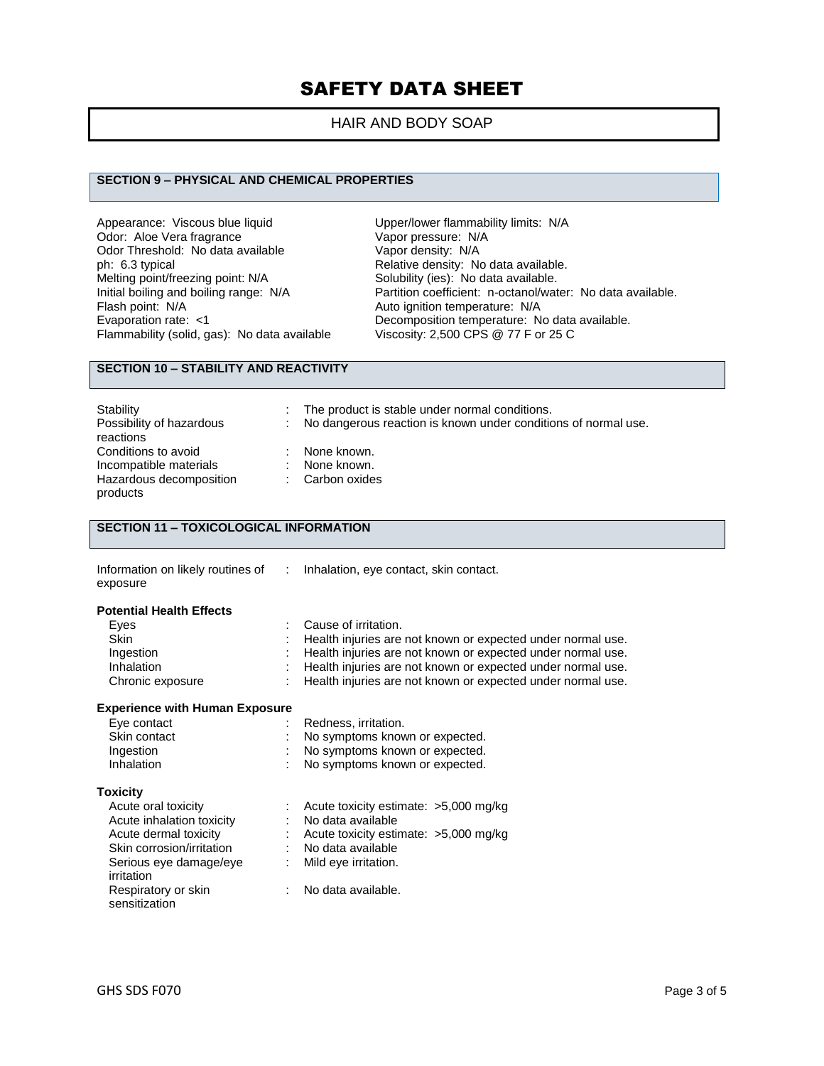# SAFETY DATA SHEET

HAIR AND BODY SOAP

## SECTION 9 – PHYSICAL AND CHEMICAL PROPERTIES

Appearance: Viscous blue liquid
Odor: Aloe Vera fragrance
Odor Threshold: No data available
ph: 6.3 typical
Melting point/freezing point: N/A
Initial boiling and boiling range: N/A
Flash point: N/A
Evaporation rate: <1
Flammability (solid, gas): No data available

Upper/lower flammability limits: N/A
Vapor pressure: N/A
Vapor density: N/A
Relative density: No data available.
Solubility (ies): No data available.
Partition coefficient: n-octanol/water: No data available.
Auto ignition temperature: N/A
Decomposition temperature: No data available.
Viscosity: 2,500 CPS @ 77 F or 25 C

## SECTION 10 – STABILITY AND REACTIVITY

| | |
|---|---|
| Stability | : The product is stable under normal conditions. |
| Possibility of hazardous reactions | : No dangerous reaction is known under conditions of normal use. |
| Conditions to avoid | : None known. |
| Incompatible materials | : None known. |
| Hazardous decomposition products | : Carbon oxides |

## SECTION 11 – TOXICOLOGICAL INFORMATION

| | |
|---|---|
| Information on likely routines of exposure | : Inhalation, eye contact, skin contact. |

**Potential Health Effects**

| | |
|---|---|
| Eyes | : Cause of irritation. |
| Skin | : Health injuries are not known or expected under normal use. |
| Ingestion | : Health injuries are not known or expected under normal use. |
| Inhalation | : Health injuries are not known or expected under normal use. |
| Chronic exposure | : Health injuries are not known or expected under normal use. |

**Experience with Human Exposure**

| | |
|---|---|
| Eye contact | : Redness, irritation. |
| Skin contact | : No symptoms known or expected. |
| Ingestion | : No symptoms known or expected. |
| Inhalation | : No symptoms known or expected. |

**Toxicity**

| | |
|---|---|
| Acute oral toxicity | : Acute toxicity estimate: >5,000 mg/kg |
| Acute inhalation toxicity | : No data available |
| Acute dermal toxicity | : Acute toxicity estimate: >5,000 mg/kg |
| Skin corrosion/irritation | : No data available |
| Serious eye damage/eye irritation | : Mild eye irritation. |
| Respiratory or skin sensitization | : No data available. |

GHS SDS F070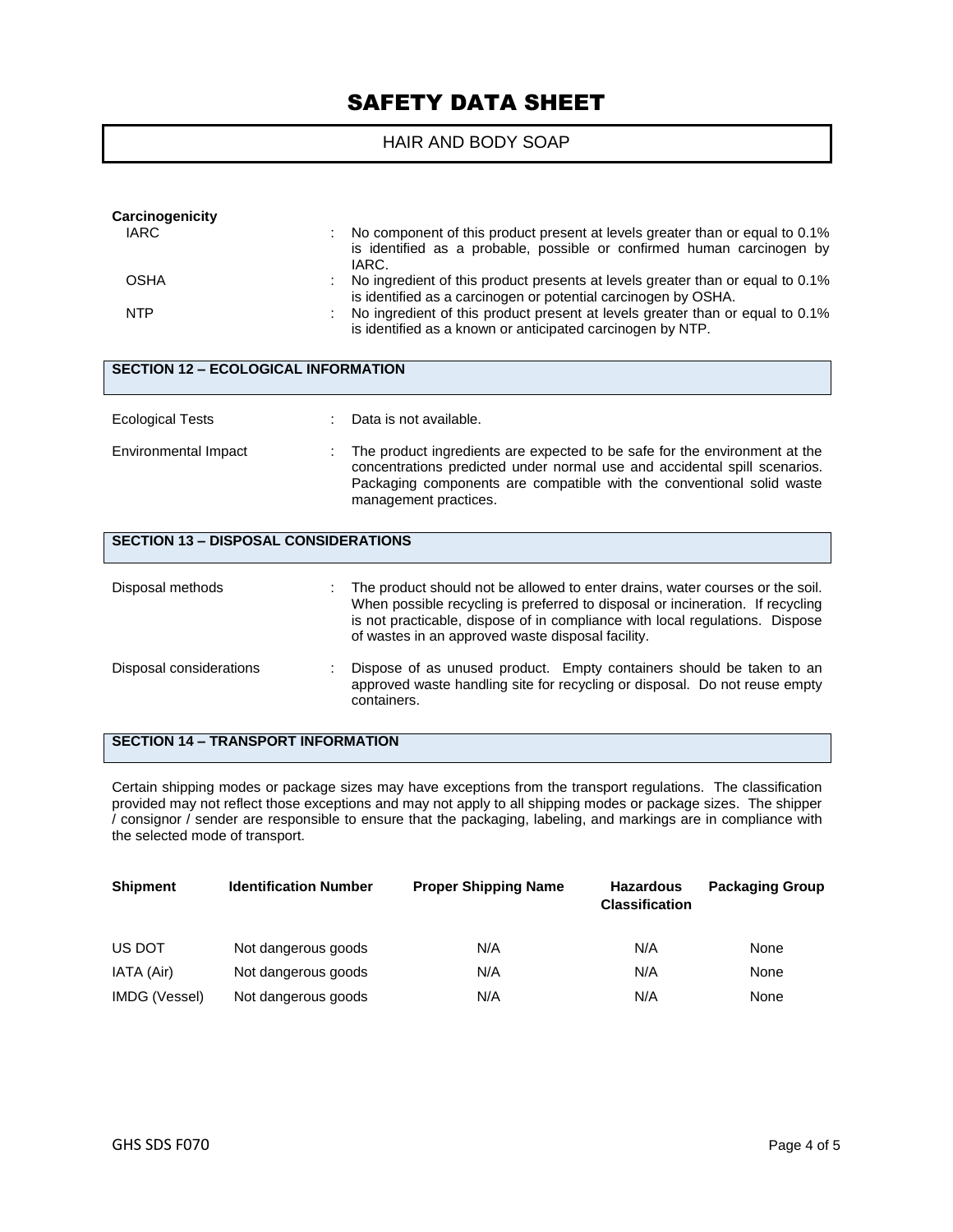**Carcinogenicity**

| | |
|---|---|
| IARC | : No component of this product present at levels greater than or equal to 0.1% is identified as a probable, possible or confirmed human carcinogen by IARC. |
| OSHA | : No ingredient of this product presents at levels greater than or equal to 0.1% is identified as a carcinogen or potential carcinogen by OSHA. |
| NTP | : No ingredient of this product present at levels greater than or equal to 0.1% is identified as a known or anticipated carcinogen by NTP. |

## SECTION 12 – ECOLOGICAL INFORMATION

| | |
|---|---|
| Ecological Tests | : Data is not available. |
| Environmental Impact | : The product ingredients are expected to be safe for the environment at the concentrations predicted under normal use and accidental spill scenarios. Packaging components are compatible with the conventional solid waste management practices. |

## SECTION 13 – DISPOSAL CONSIDERATIONS

| | |
|---|---|
| Disposal methods | : The product should not be allowed to enter drains, water courses or the soil. When possible recycling is preferred to disposal or incineration. If recycling is not practicable, dispose of in compliance with local regulations. Dispose of wastes in an approved waste disposal facility. |
| Disposal considerations | : Dispose of as unused product. Empty containers should be taken to an approved waste handling site for recycling or disposal. Do not reuse empty containers. |

## SECTION 14 – TRANSPORT INFORMATION

Certain shipping modes or package sizes may have exceptions from the transport regulations. The classification provided may not reflect those exceptions and may not apply to all shipping modes or package sizes. The shipper / consignor / sender are responsible to ensure that the packaging, labeling, and markings are in compliance with the selected mode of transport.

| Shipment | Identification Number | Proper Shipping Name | Hazardous Classification | Packaging Group |
|---|---|---|---|---|
| US DOT | Not dangerous goods | N/A | N/A | None |
| IATA (Air) | Not dangerous goods | N/A | N/A | None |
| IMDG (Vessel) | Not dangerous goods | N/A | N/A | None |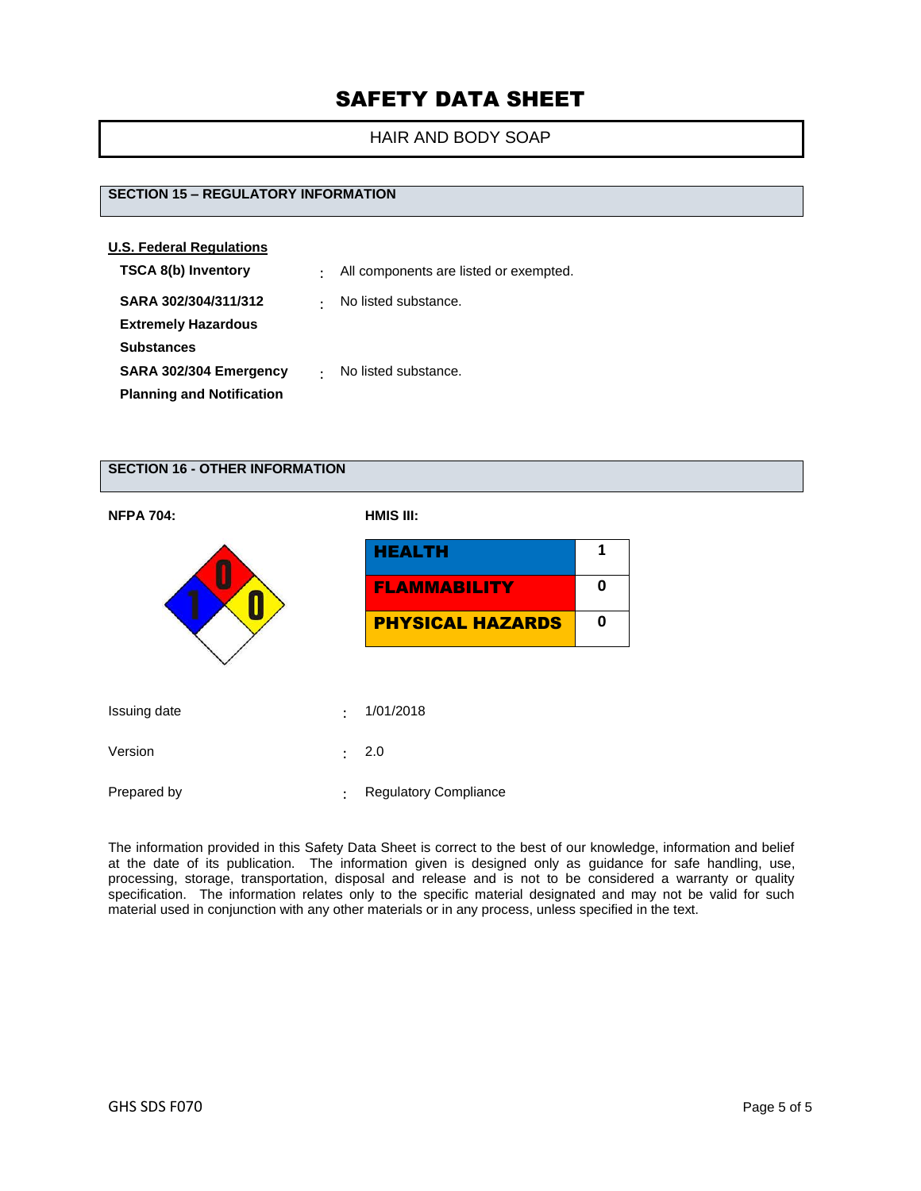# SAFETY DATA SHEET

HAIR AND BODY SOAP

## SECTION 15 – REGULATORY INFORMATION

**U.S. Federal Regulations**

| | | |
|---|---|---|
| **TSCA 8(b) Inventory** | : | All components are listed or exempted. |
| **SARA 302/304/311/312 Extremely Hazardous Substances** | : | No listed substance. |
| **SARA 302/304 Emergency Planning and Notification** | : | No listed substance. |

## SECTION 16 - OTHER INFORMATION

**NFPA 704:**

0
1
0

**HMIS III:**

| | |
|---|---|
| **HEALTH** | 1 |
| **FLAMMABILITY** | 0 |
| **PHYSICAL HAZARDS** | 0 |

| | | |
|---|---|---|
| Issuing date | : | 1/01/2018 |
| Version | : | 2.0 |
| Prepared by | : | Regulatory Compliance |

The information provided in this Safety Data Sheet is correct to the best of our knowledge, information and belief at the date of its publication. The information given is designed only as guidance for safe handling, use, processing, storage, transportation, disposal and release and is not to be considered a warranty or quality specification. The information relates only to the specific material designated and may not be valid for such material used in conjunction with any other materials or in any process, unless specified in the text.

GHS SDS F070